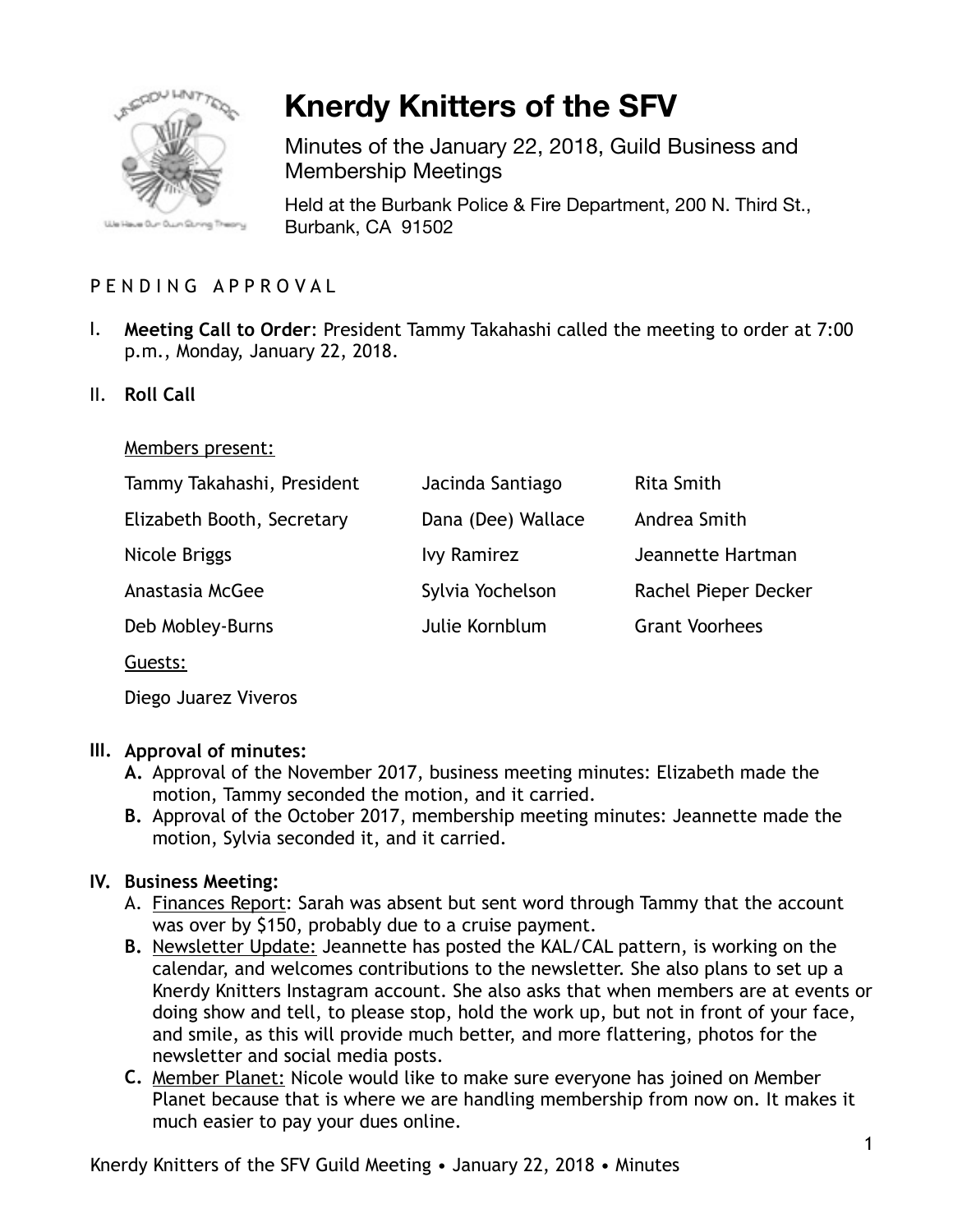# Knerdy Knitters of the SFV

Minutes of the January 22, 2018, Guild Business and Membership Meetings

Held at the Burbank Police & Fire Department, 200 N. Third St., Burbank, CA 91502

P E N D I N G   A P P R O V A L

I. **Meeting Call to Order**: President Tammy Takahashi called the meeting to order at 7:00 p.m., Monday, January 22, 2018.

II. **Roll Call**

Members present:

| | | |
|---|---|---|
| Tammy Takahashi, President | Jacinda Santiago | Rita Smith |
| Elizabeth Booth, Secretary | Dana (Dee) Wallace | Andrea Smith |
| Nicole Briggs | Ivy Ramirez | Jeannette Hartman |
| Anastasia McGee | Sylvia Yochelson | Rachel Pieper Decker |
| Deb Mobley-Burns | Julie Kornblum | Grant Voorhees |

Guests:

Diego Juarez Viveros

III. **Approval of minutes:**

A. Approval of the November 2017, business meeting minutes: Elizabeth made the motion, Tammy seconded the motion, and it carried.

B. Approval of the October 2017, membership meeting minutes: Jeannette made the motion, Sylvia seconded it, and it carried.

IV. **Business Meeting:**

A. Finances Report: Sarah was absent but sent word through Tammy that the account was over by $150, probably due to a cruise payment.

B. Newsletter Update: Jeannette has posted the KAL/CAL pattern, is working on the calendar, and welcomes contributions to the newsletter. She also plans to set up a Knerdy Knitters Instagram account. She also asks that when members are at events or doing show and tell, to please stop, hold the work up, but not in front of your face, and smile, as this will provide much better, and more flattering, photos for the newsletter and social media posts.

C. Member Planet: Nicole would like to make sure everyone has joined on Member Planet because that is where we are handling membership from now on. It makes it much easier to pay your dues online.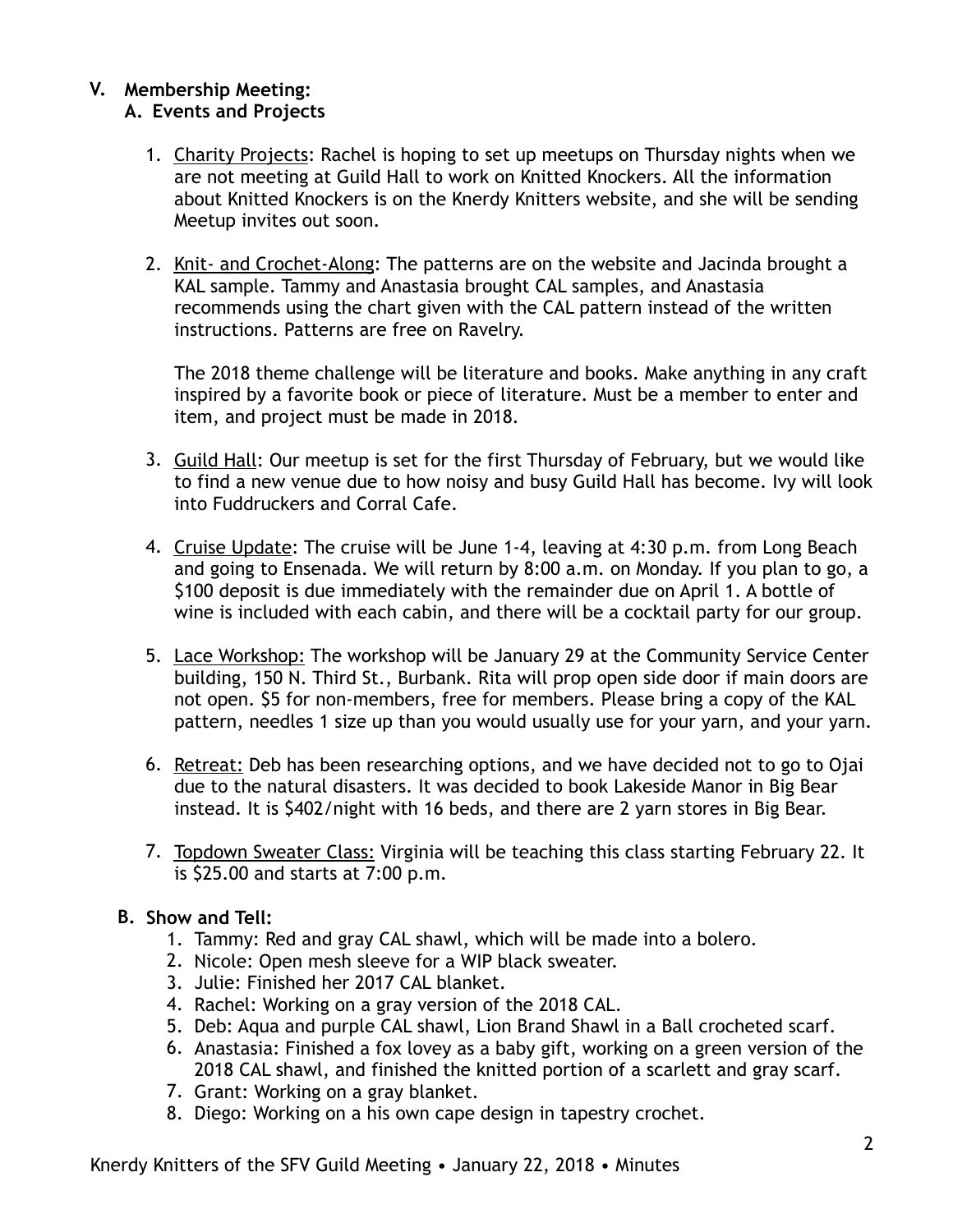## V. Membership Meeting:

### A. Events and Projects

1. Charity Projects: Rachel is hoping to set up meetups on Thursday nights when we are not meeting at Guild Hall to work on Knitted Knockers. All the information about Knitted Knockers is on the Knerdy Knitters website, and she will be sending Meetup invites out soon.

2. Knit- and Crochet-Along: The patterns are on the website and Jacinda brought a KAL sample. Tammy and Anastasia brought CAL samples, and Anastasia recommends using the chart given with the CAL pattern instead of the written instructions. Patterns are free on Ravelry.

   The 2018 theme challenge will be literature and books. Make anything in any craft inspired by a favorite book or piece of literature. Must be a member to enter and item, and project must be made in 2018.

3. Guild Hall: Our meetup is set for the first Thursday of February, but we would like to find a new venue due to how noisy and busy Guild Hall has become. Ivy will look into Fuddruckers and Corral Cafe.

4. Cruise Update: The cruise will be June 1-4, leaving at 4:30 p.m. from Long Beach and going to Ensenada. We will return by 8:00 a.m. on Monday. If you plan to go, a $100 deposit is due immediately with the remainder due on April 1. A bottle of wine is included with each cabin, and there will be a cocktail party for our group.

5. Lace Workshop: The workshop will be January 29 at the Community Service Center building, 150 N. Third St., Burbank. Rita will prop open side door if main doors are not open. $5 for non-members, free for members. Please bring a copy of the KAL pattern, needles 1 size up than you would usually use for your yarn, and your yarn.

6. Retreat: Deb has been researching options, and we have decided not to go to Ojai due to the natural disasters. It was decided to book Lakeside Manor in Big Bear instead. It is $402/night with 16 beds, and there are 2 yarn stores in Big Bear.

7. Topdown Sweater Class: Virginia will be teaching this class starting February 22. It is $25.00 and starts at 7:00 p.m.

### B. Show and Tell:

1. Tammy: Red and gray CAL shawl, which will be made into a bolero.
2. Nicole: Open mesh sleeve for a WIP black sweater.
3. Julie: Finished her 2017 CAL blanket.
4. Rachel: Working on a gray version of the 2018 CAL.
5. Deb: Aqua and purple CAL shawl, Lion Brand Shawl in a Ball crocheted scarf.
6. Anastasia: Finished a fox lovey as a baby gift, working on a green version of the 2018 CAL shawl, and finished the knitted portion of a scarlett and gray scarf.
7. Grant: Working on a gray blanket.
8. Diego: Working on a his own cape design in tapestry crochet.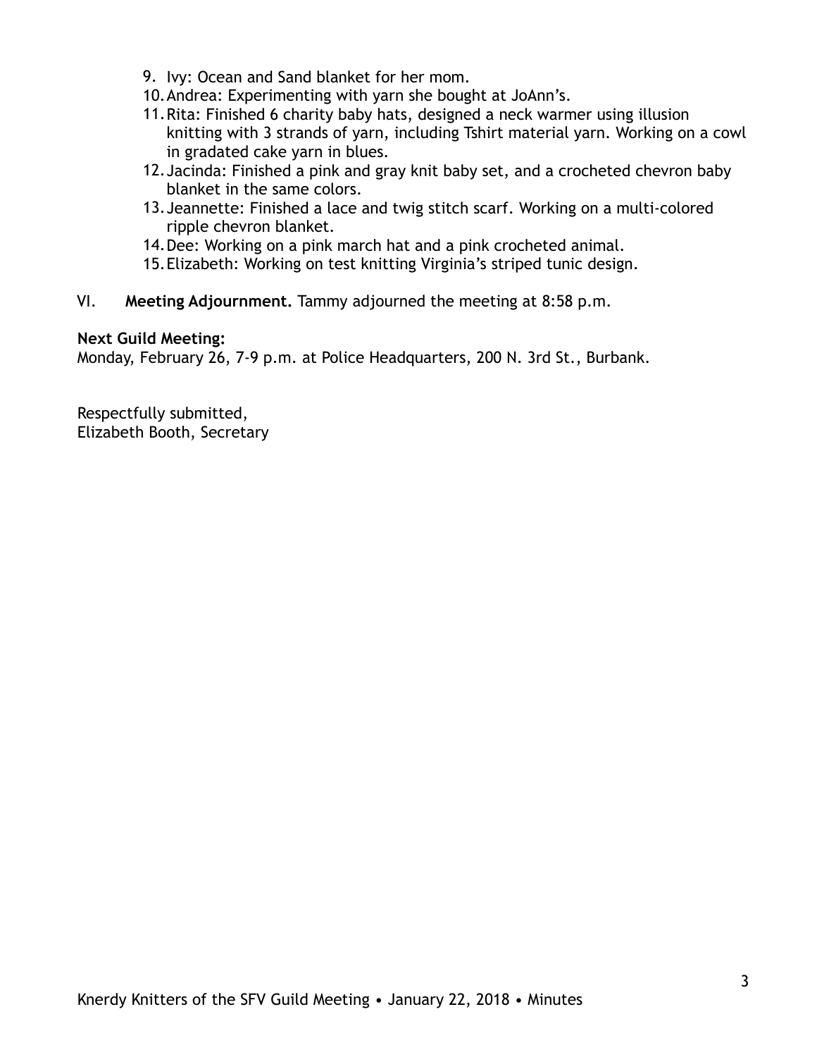9. Ivy: Ocean and Sand blanket for her mom.
10. Andrea: Experimenting with yarn she bought at JoAnn's.
11. Rita: Finished 6 charity baby hats, designed a neck warmer using illusion knitting with 3 strands of yarn, including Tshirt material yarn. Working on a cowl in gradated cake yarn in blues.
12. Jacinda: Finished a pink and gray knit baby set, and a crocheted chevron baby blanket in the same colors.
13. Jeannette: Finished a lace and twig stitch scarf. Working on a multi-colored ripple chevron blanket.
14. Dee: Working on a pink march hat and a pink crocheted animal.
15. Elizabeth: Working on test knitting Virginia's striped tunic design.

VI. **Meeting Adjournment.** Tammy adjourned the meeting at 8:58 p.m.

**Next Guild Meeting:**
Monday, February 26, 7-9 p.m. at Police Headquarters, 200 N. 3rd St., Burbank.

Respectfully submitted,
Elizabeth Booth, Secretary